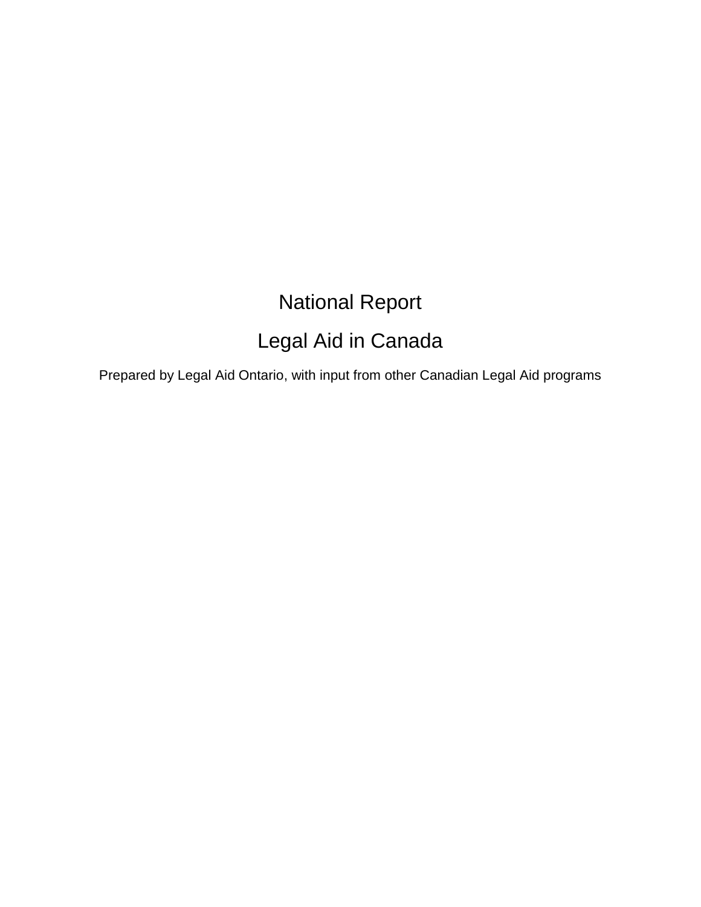# National Report

# Legal Aid in Canada

Prepared by Legal Aid Ontario, with input from other Canadian Legal Aid programs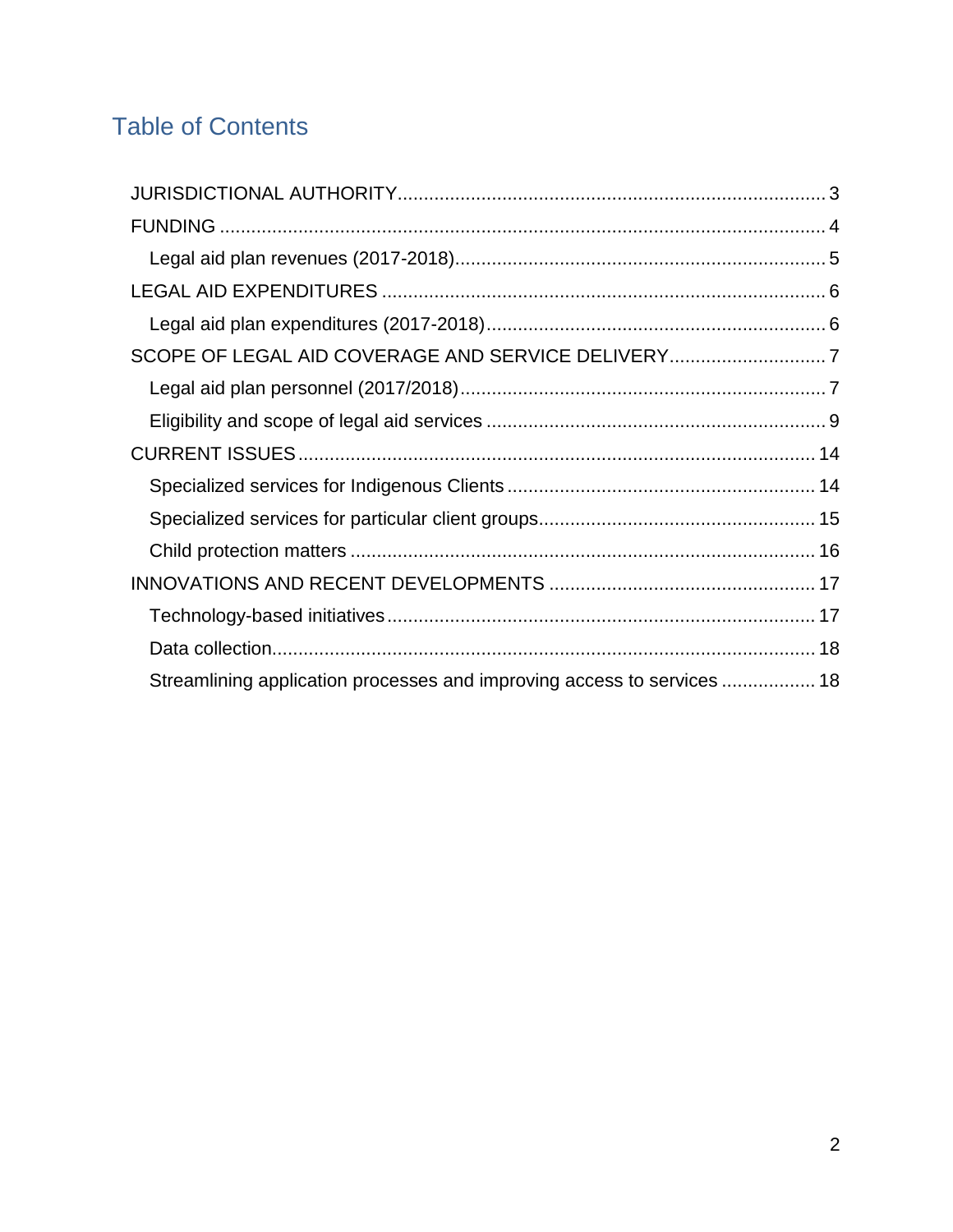# Table of Contents

- JURISDICTIONAL AUTHORITY ..... 3
- FUNDING ..... 4
  - Legal aid plan revenues (2017-2018) ..... 5
- LEGAL AID EXPENDITURES ..... 6
  - Legal aid plan expenditures (2017-2018) ..... 6
- SCOPE OF LEGAL AID COVERAGE AND SERVICE DELIVERY ..... 7
  - Legal aid plan personnel (2017/2018) ..... 7
  - Eligibility and scope of legal aid services ..... 9
- CURRENT ISSUES ..... 14
  - Specialized services for Indigenous Clients ..... 14
  - Specialized services for particular client groups ..... 15
  - Child protection matters ..... 16
- INNOVATIONS AND RECENT DEVELOPMENTS ..... 17
  - Technology-based initiatives ..... 17
  - Data collection ..... 18
  - Streamlining application processes and improving access to services ..... 18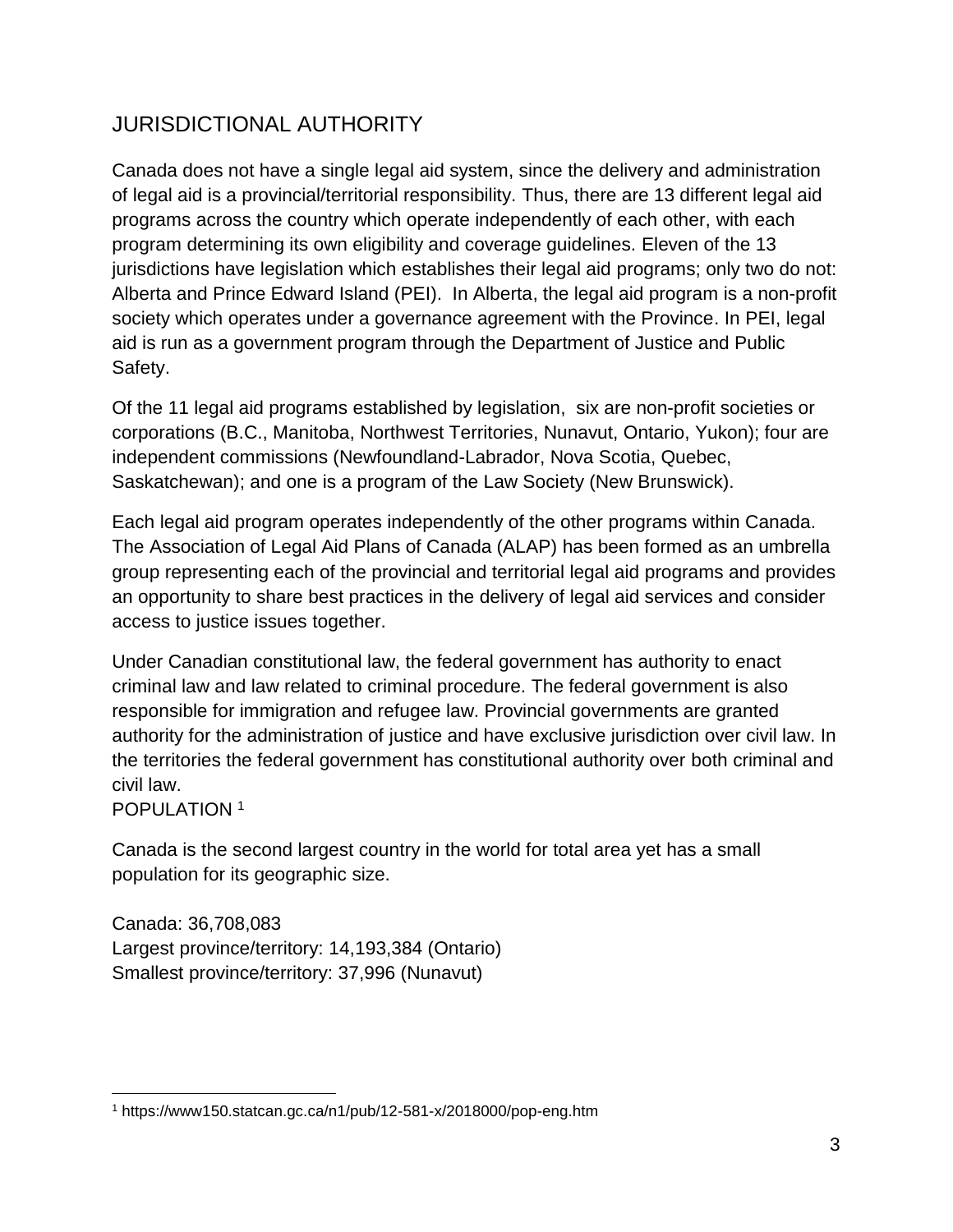## JURISDICTIONAL AUTHORITY

Canada does not have a single legal aid system, since the delivery and administration of legal aid is a provincial/territorial responsibility. Thus, there are 13 different legal aid programs across the country which operate independently of each other, with each program determining its own eligibility and coverage guidelines. Eleven of the 13 jurisdictions have legislation which establishes their legal aid programs; only two do not: Alberta and Prince Edward Island (PEI). In Alberta, the legal aid program is a non-profit society which operates under a governance agreement with the Province. In PEI, legal aid is run as a government program through the Department of Justice and Public Safety.

Of the 11 legal aid programs established by legislation, six are non-profit societies or corporations (B.C., Manitoba, Northwest Territories, Nunavut, Ontario, Yukon); four are independent commissions (Newfoundland-Labrador, Nova Scotia, Quebec, Saskatchewan); and one is a program of the Law Society (New Brunswick).

Each legal aid program operates independently of the other programs within Canada. The Association of Legal Aid Plans of Canada (ALAP) has been formed as an umbrella group representing each of the provincial and territorial legal aid programs and provides an opportunity to share best practices in the delivery of legal aid services and consider access to justice issues together.

Under Canadian constitutional law, the federal government has authority to enact criminal law and law related to criminal procedure. The federal government is also responsible for immigration and refugee law. Provincial governments are granted authority for the administration of justice and have exclusive jurisdiction over civil law. In the territories the federal government has constitutional authority over both criminal and civil law.

## POPULATION [1]

Canada is the second largest country in the world for total area yet has a small population for its geographic size.

Canada: 36,708,083
Largest province/territory: 14,193,384 (Ontario)
Smallest province/territory: 37,996 (Nunavut)

---

[1] https://www150.statcan.gc.ca/n1/pub/12-581-x/2018000/pop-eng.htm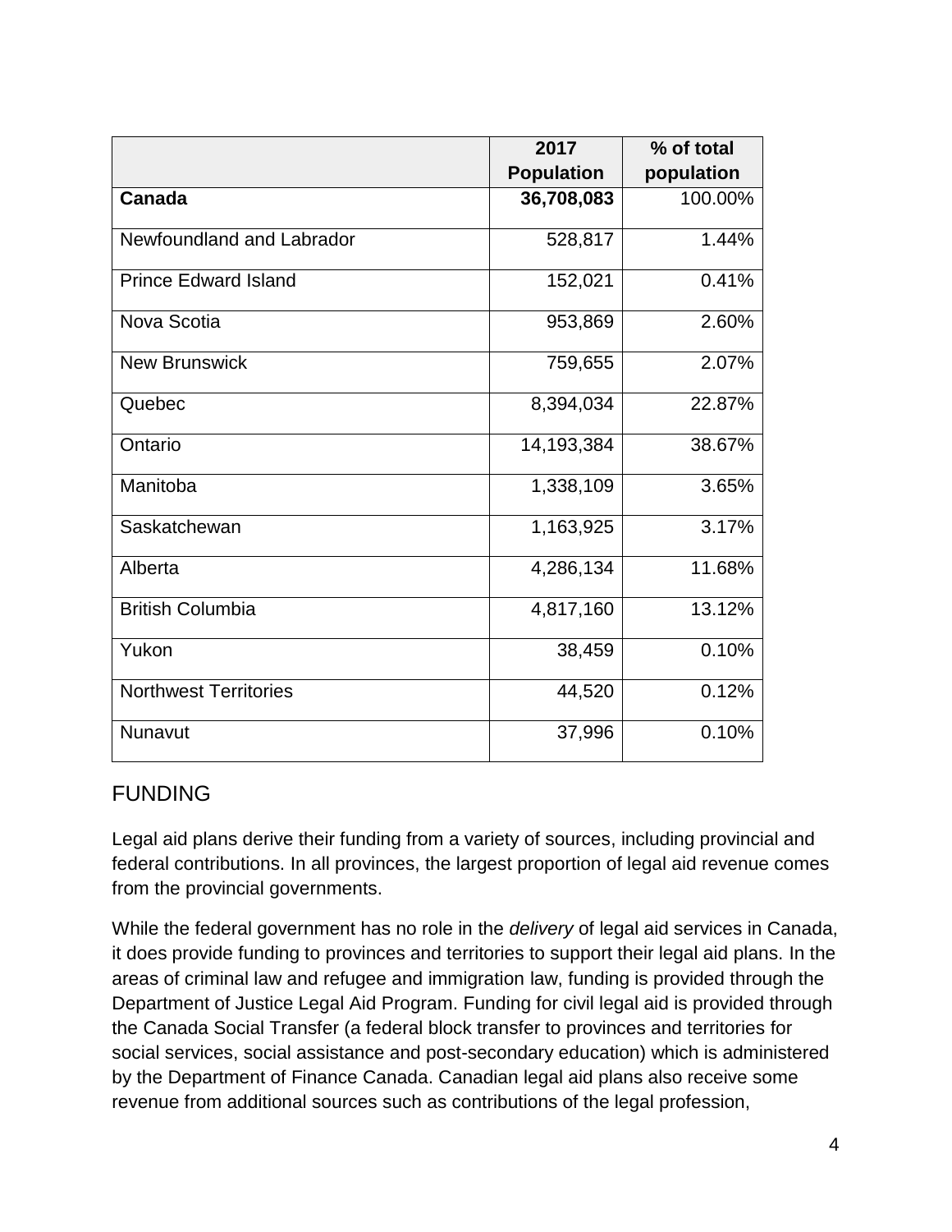| | 2017 Population | % of total population |
|---|---|---|
| **Canada** | **36,708,083** | 100.00% |
| Newfoundland and Labrador | 528,817 | 1.44% |
| Prince Edward Island | 152,021 | 0.41% |
| Nova Scotia | 953,869 | 2.60% |
| New Brunswick | 759,655 | 2.07% |
| Quebec | 8,394,034 | 22.87% |
| Ontario | 14,193,384 | 38.67% |
| Manitoba | 1,338,109 | 3.65% |
| Saskatchewan | 1,163,925 | 3.17% |
| Alberta | 4,286,134 | 11.68% |
| British Columbia | 4,817,160 | 13.12% |
| Yukon | 38,459 | 0.10% |
| Northwest Territories | 44,520 | 0.12% |
| Nunavut | 37,996 | 0.10% |

## FUNDING

Legal aid plans derive their funding from a variety of sources, including provincial and federal contributions. In all provinces, the largest proportion of legal aid revenue comes from the provincial governments.

While the federal government has no role in the *delivery* of legal aid services in Canada, it does provide funding to provinces and territories to support their legal aid plans. In the areas of criminal law and refugee and immigration law, funding is provided through the Department of Justice Legal Aid Program. Funding for civil legal aid is provided through the Canada Social Transfer (a federal block transfer to provinces and territories for social services, social assistance and post-secondary education) which is administered by the Department of Finance Canada. Canadian legal aid plans also receive some revenue from additional sources such as contributions of the legal profession,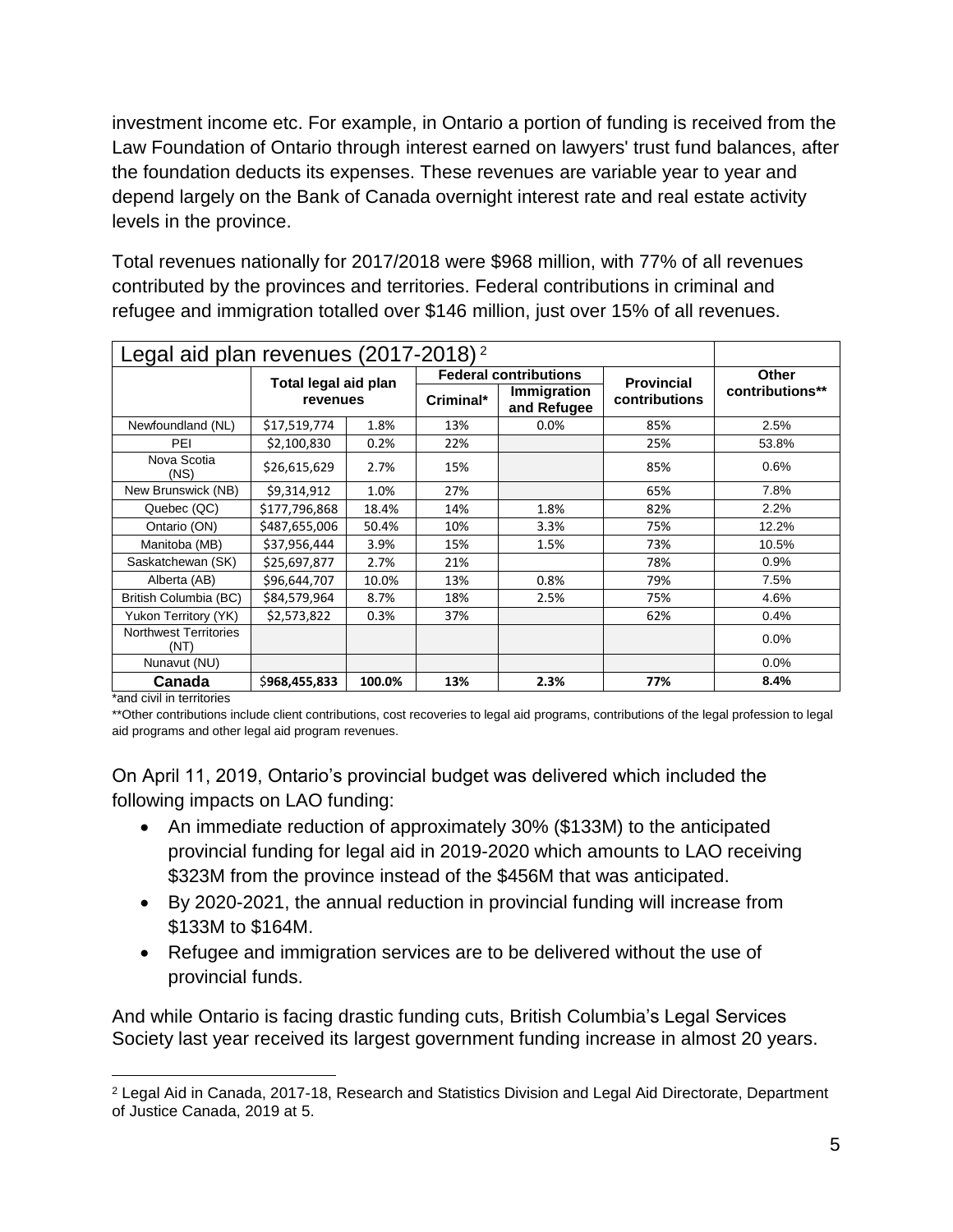investment income etc. For example, in Ontario a portion of funding is received from the Law Foundation of Ontario through interest earned on lawyers' trust fund balances, after the foundation deducts its expenses. These revenues are variable year to year and depend largely on the Bank of Canada overnight interest rate and real estate activity levels in the province.

Total revenues nationally for 2017/2018 were $968 million, with 77% of all revenues contributed by the provinces and territories. Federal contributions in criminal and refugee and immigration totalled over $146 million, just over 15% of all revenues.

| Legal aid plan revenues (2017-2018)[2] | | | | | | |
|---|---|---|---|---|---|---|
| | Total legal aid plan revenues | | Federal contributions | | Provincial contributions | Other contributions** |
| | | | Criminal* | Immigration and Refugee | | |
| Newfoundland (NL) | $17,519,774 | 1.8% | 13% | 0.0% | 85% | 2.5% |
| PEI | $2,100,830 | 0.2% | 22% | | 25% | 53.8% |
| Nova Scotia (NS) | $26,615,629 | 2.7% | 15% | | 85% | 0.6% |
| New Brunswick (NB) | $9,314,912 | 1.0% | 27% | | 65% | 7.8% |
| Quebec (QC) | $177,796,868 | 18.4% | 14% | 1.8% | 82% | 2.2% |
| Ontario (ON) | $487,655,006 | 50.4% | 10% | 3.3% | 75% | 12.2% |
| Manitoba (MB) | $37,956,444 | 3.9% | 15% | 1.5% | 73% | 10.5% |
| Saskatchewan (SK) | $25,697,877 | 2.7% | 21% | | 78% | 0.9% |
| Alberta (AB) | $96,644,707 | 10.0% | 13% | 0.8% | 79% | 7.5% |
| British Columbia (BC) | $84,579,964 | 8.7% | 18% | 2.5% | 75% | 4.6% |
| Yukon Territory (YK) | $2,573,822 | 0.3% | 37% | | 62% | 0.4% |
| Northwest Territories (NT) | | | | | | 0.0% |
| Nunavut (NU) | | | | | | 0.0% |
| **Canada** | $**968,455,833** | **100.0%** | **13%** | **2.3%** | **77%** | **8.4%** |

*and civil in territories

**Other contributions include client contributions, cost recoveries to legal aid programs, contributions of the legal profession to legal aid programs and other legal aid program revenues.

On April 11, 2019, Ontario's provincial budget was delivered which included the following impacts on LAO funding:

- An immediate reduction of approximately 30% ($133M) to the anticipated provincial funding for legal aid in 2019-2020 which amounts to LAO receiving $323M from the province instead of the $456M that was anticipated.
- By 2020-2021, the annual reduction in provincial funding will increase from $133M to $164M.
- Refugee and immigration services are to be delivered without the use of provincial funds.

And while Ontario is facing drastic funding cuts, British Columbia's Legal Services Society last year received its largest government funding increase in almost 20 years.

[2] Legal Aid in Canada, 2017-18, Research and Statistics Division and Legal Aid Directorate, Department of Justice Canada, 2019 at 5.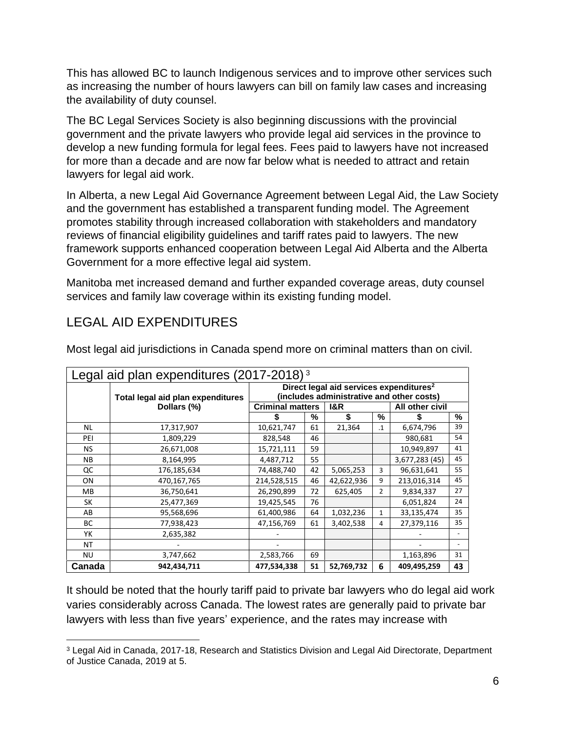This has allowed BC to launch Indigenous services and to improve other services such as increasing the number of hours lawyers can bill on family law cases and increasing the availability of duty counsel.

The BC Legal Services Society is also beginning discussions with the provincial government and the private lawyers who provide legal aid services in the province to develop a new funding formula for legal fees. Fees paid to lawyers have not increased for more than a decade and are now far below what is needed to attract and retain lawyers for legal aid work.

In Alberta, a new Legal Aid Governance Agreement between Legal Aid, the Law Society and the government has established a transparent funding model. The Agreement promotes stability through increased collaboration with stakeholders and mandatory reviews of financial eligibility guidelines and tariff rates paid to lawyers. The new framework supports enhanced cooperation between Legal Aid Alberta and the Alberta Government for a more effective legal aid system.

Manitoba met increased demand and further expanded coverage areas, duty counsel services and family law coverage within its existing funding model.

## LEGAL AID EXPENDITURES

Most legal aid jurisdictions in Canada spend more on criminal matters than on civil.

Legal aid plan expenditures (2017-2018) [3]

| | Total legal aid plan expenditures Dollars (%) | Direct legal aid services expenditures[2] (includes administrative and other costs) | | | | | |
|---|---|---|---|---|---|---|---|
| | | Criminal matters | | I&R | | All other civil | |
| | | $ | % | $ | % | $ | % |
| NL | 17,317,907 | 10,621,747 | 61 | 21,364 | .1 | 6,674,796 | 39 |
| PEI | 1,809,229 | 828,548 | 46 | | | 980,681 | 54 |
| NS | 26,671,008 | 15,721,111 | 59 | | | 10,949,897 | 41 |
| NB | 8,164,995 | 4,487,712 | 55 | | | 3,677,283 (45) | 45 |
| QC | 176,185,634 | 74,488,740 | 42 | 5,065,253 | 3 | 96,631,641 | 55 |
| ON | 470,167,765 | 214,528,515 | 46 | 42,622,936 | 9 | 213,016,314 | 45 |
| MB | 36,750,641 | 26,290,899 | 72 | 625,405 | 2 | 9,834,337 | 27 |
| SK | 25,477,369 | 19,425,545 | 76 | | | 6,051,824 | 24 |
| AB | 95,568,696 | 61,400,986 | 64 | 1,032,236 | 1 | 33,135,474 | 35 |
| BC | 77,938,423 | 47,156,769 | 61 | 3,402,538 | 4 | 27,379,116 | 35 |
| YK | 2,635,382 | - | | | | - | - |
| NT | - | - | | | | - | - |
| NU | 3,747,662 | 2,583,766 | 69 | | | 1,163,896 | 31 |
| **Canada** | **942,434,711** | **477,534,338** | **51** | **52,769,732** | **6** | **409,495,259** | **43** |

It should be noted that the hourly tariff paid to private bar lawyers who do legal aid work varies considerably across Canada. The lowest rates are generally paid to private bar lawyers with less than five years' experience, and the rates may increase with

[3] Legal Aid in Canada, 2017-18, Research and Statistics Division and Legal Aid Directorate, Department of Justice Canada, 2019 at 5.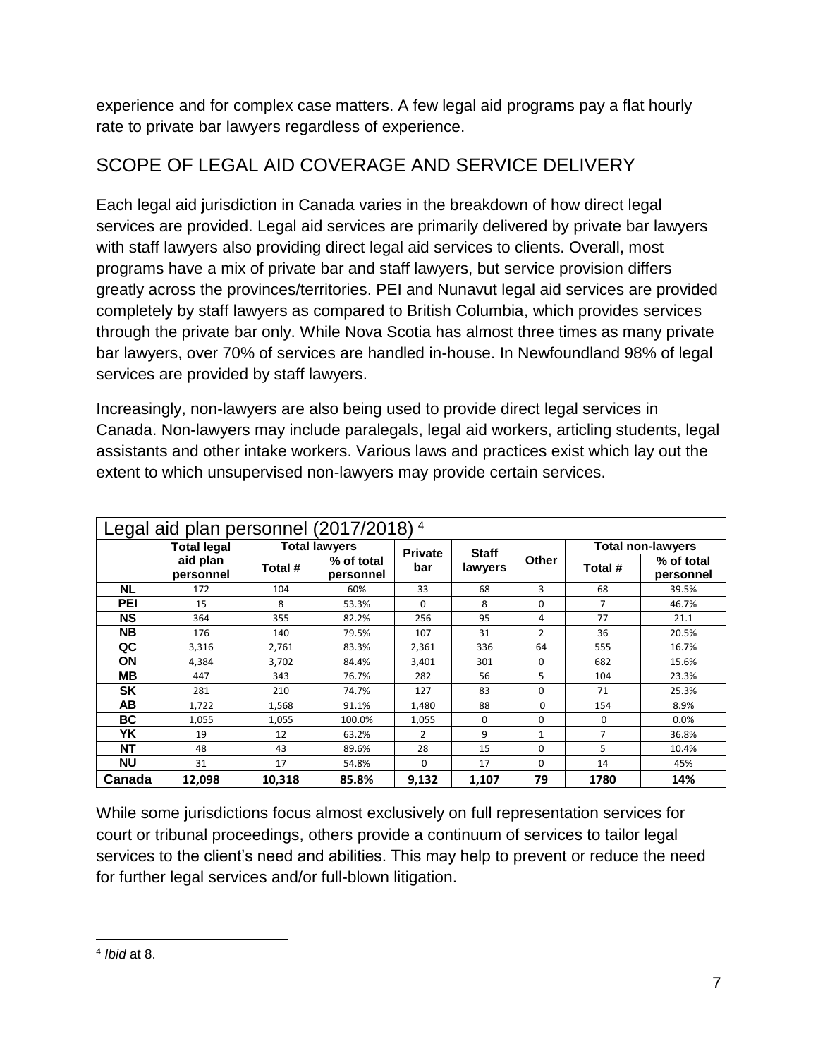experience and for complex case matters. A few legal aid programs pay a flat hourly rate to private bar lawyers regardless of experience.

## SCOPE OF LEGAL AID COVERAGE AND SERVICE DELIVERY

Each legal aid jurisdiction in Canada varies in the breakdown of how direct legal services are provided. Legal aid services are primarily delivered by private bar lawyers with staff lawyers also providing direct legal aid services to clients. Overall, most programs have a mix of private bar and staff lawyers, but service provision differs greatly across the provinces/territories. PEI and Nunavut legal aid services are provided completely by staff lawyers as compared to British Columbia, which provides services through the private bar only. While Nova Scotia has almost three times as many private bar lawyers, over 70% of services are handled in-house. In Newfoundland 98% of legal services are provided by staff lawyers.

Increasingly, non-lawyers are also being used to provide direct legal services in Canada. Non-lawyers may include paralegals, legal aid workers, articling students, legal assistants and other intake workers. Various laws and practices exist which lay out the extent to which unsupervised non-lawyers may provide certain services.

Legal aid plan personnel (2017/2018) [4]

| | Total legal aid plan personnel | Total lawyers | | Private bar | Staff lawyers | Other | Total non-lawyers | |
|---|---|---|---|---|---|---|---|---|
| | | Total # | % of total personnel | | | | Total # | % of total personnel |
| **NL** | 172 | 104 | 60% | 33 | 68 | 3 | 68 | 39.5% |
| **PEI** | 15 | 8 | 53.3% | 0 | 8 | 0 | 7 | 46.7% |
| **NS** | 364 | 355 | 82.2% | 256 | 95 | 4 | 77 | 21.1 |
| **NB** | 176 | 140 | 79.5% | 107 | 31 | 2 | 36 | 20.5% |
| **QC** | 3,316 | 2,761 | 83.3% | 2,361 | 336 | 64 | 555 | 16.7% |
| **ON** | 4,384 | 3,702 | 84.4% | 3,401 | 301 | 0 | 682 | 15.6% |
| **MB** | 447 | 343 | 76.7% | 282 | 56 | 5 | 104 | 23.3% |
| **SK** | 281 | 210 | 74.7% | 127 | 83 | 0 | 71 | 25.3% |
| **AB** | 1,722 | 1,568 | 91.1% | 1,480 | 88 | 0 | 154 | 8.9% |
| **BC** | 1,055 | 1,055 | 100.0% | 1,055 | 0 | 0 | 0 | 0.0% |
| **YK** | 19 | 12 | 63.2% | 2 | 9 | 1 | 7 | 36.8% |
| **NT** | 48 | 43 | 89.6% | 28 | 15 | 0 | 5 | 10.4% |
| **NU** | 31 | 17 | 54.8% | 0 | 17 | 0 | 14 | 45% |
| **Canada** | **12,098** | **10,318** | **85.8%** | **9,132** | **1,107** | **79** | **1780** | **14%** |

While some jurisdictions focus almost exclusively on full representation services for court or tribunal proceedings, others provide a continuum of services to tailor legal services to the client's need and abilities. This may help to prevent or reduce the need for further legal services and/or full-blown litigation.

[4] *Ibid* at 8.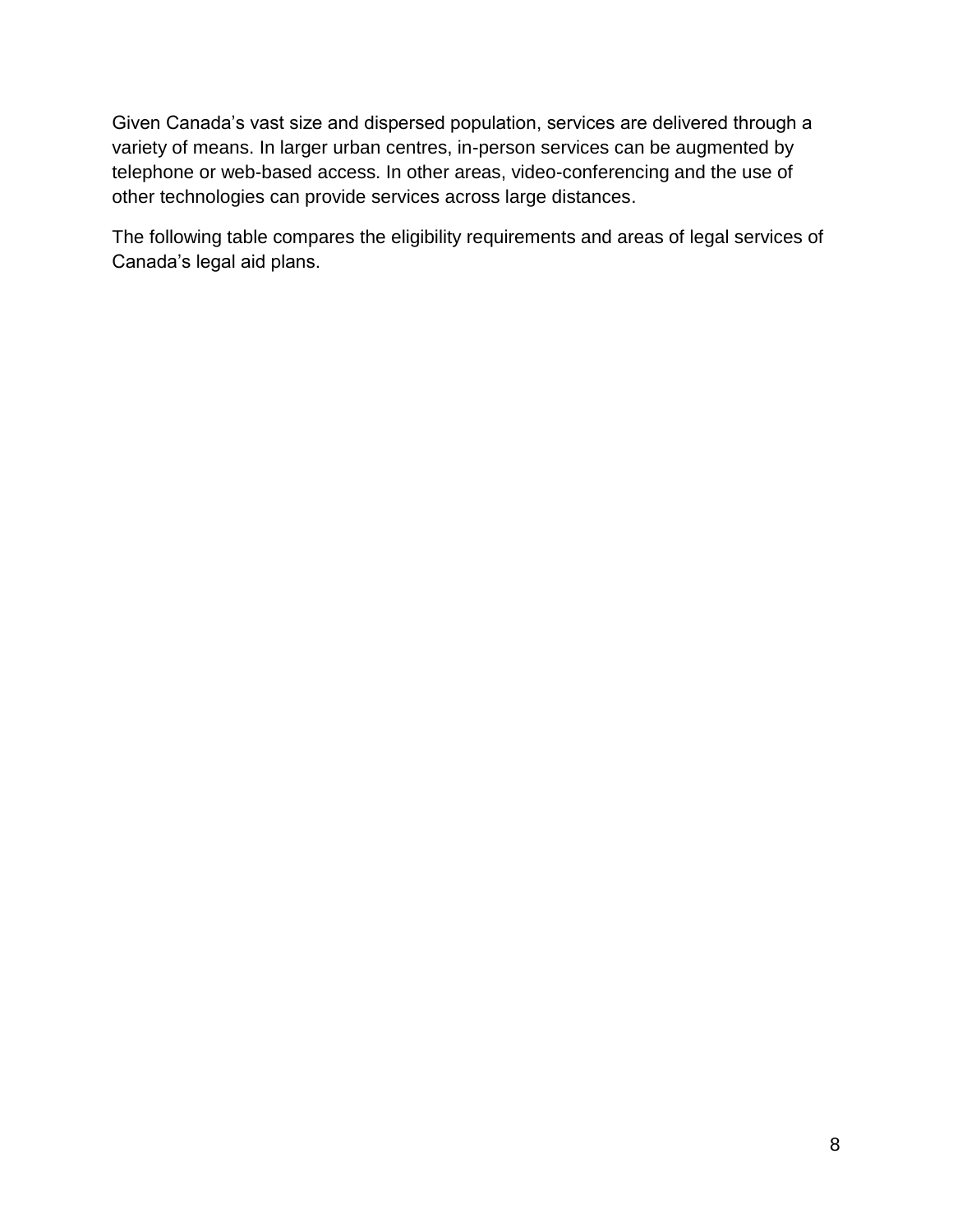Given Canada's vast size and dispersed population, services are delivered through a variety of means. In larger urban centres, in-person services can be augmented by telephone or web-based access. In other areas, video-conferencing and the use of other technologies can provide services across large distances.

The following table compares the eligibility requirements and areas of legal services of Canada's legal aid plans.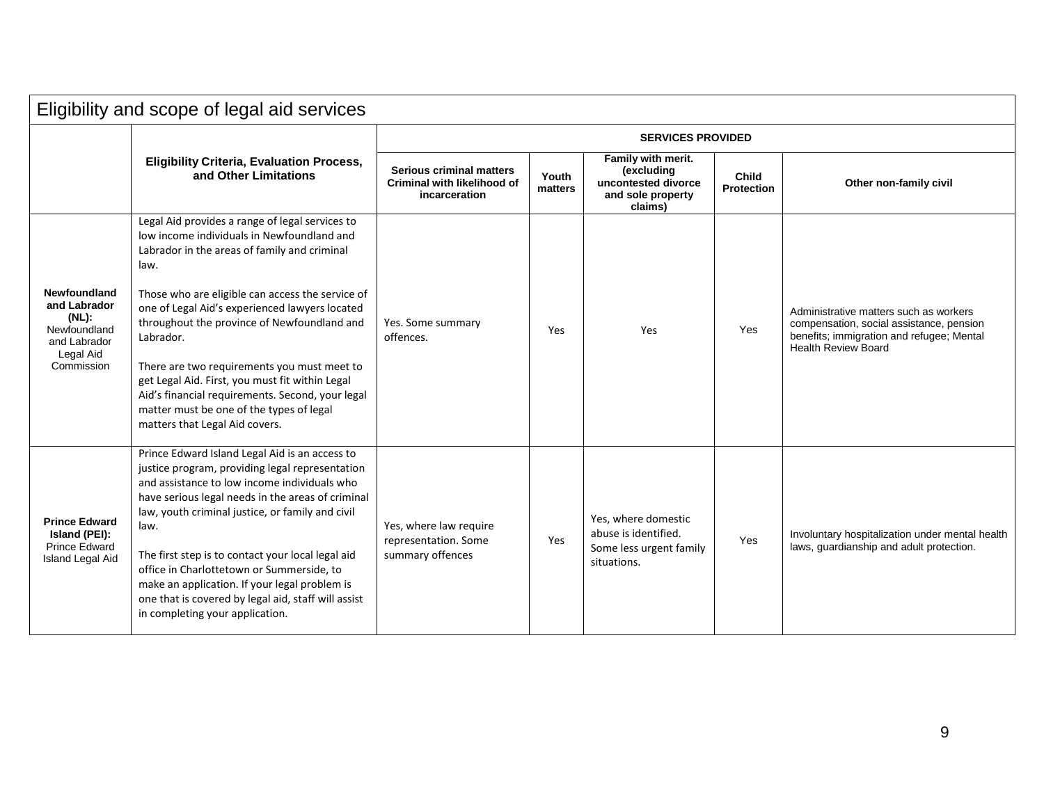| Eligibility and scope of legal aid services | | | | | | |
|---|---|---|---|---|---|---|
| | **Eligibility Criteria, Evaluation Process, and Other Limitations** | **SERVICES PROVIDED** | | | | |
| | | **Serious criminal matters Criminal with likelihood of incarceration** | **Youth matters** | **Family with merit. (excluding uncontested divorce and sole property claims)** | **Child Protection** | **Other non-family civil** |
| **Newfoundland and Labrador (NL):** Newfoundland and Labrador Legal Aid Commission | Legal Aid provides a range of legal services to low income individuals in Newfoundland and Labrador in the areas of family and criminal law.<br><br>Those who are eligible can access the service of one of Legal Aid's experienced lawyers located throughout the province of Newfoundland and Labrador.<br><br>There are two requirements you must meet to get Legal Aid. First, you must fit within Legal Aid's financial requirements. Second, your legal matter must be one of the types of legal matters that Legal Aid covers. | Yes. Some summary offences. | Yes | Yes | Yes | Administrative matters such as workers compensation, social assistance, pension benefits; immigration and refugee; Mental Health Review Board |
| **Prince Edward Island (PEI):** Prince Edward Island Legal Aid | Prince Edward Island Legal Aid is an access to justice program, providing legal representation and assistance to low income individuals who have serious legal needs in the areas of criminal law, youth criminal justice, or family and civil law.<br><br>The first step is to contact your local legal aid office in Charlottetown or Summerside, to make an application. If your legal problem is one that is covered by legal aid, staff will assist in completing your application. | Yes, where law require representation. Some summary offences | Yes | Yes, where domestic abuse is identified. Some less urgent family situations. | Yes | Involuntary hospitalization under mental health laws, guardianship and adult protection. |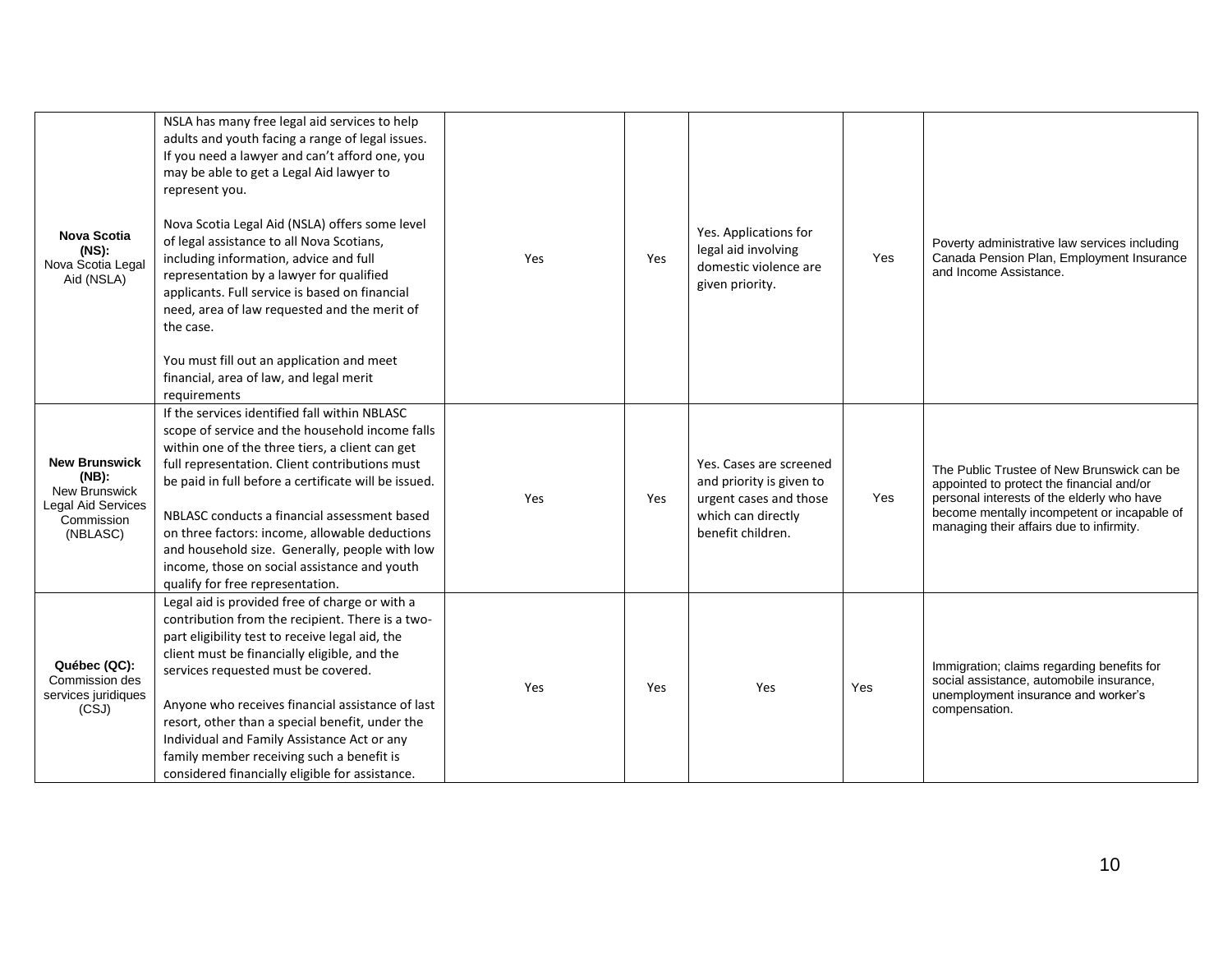| | | | | | | |
|---|---|---|---|---|---|---|
| **Nova Scotia (NS):** Nova Scotia Legal Aid (NSLA) | NSLA has many free legal aid services to help adults and youth facing a range of legal issues. If you need a lawyer and can't afford one, you may be able to get a Legal Aid lawyer to represent you.<br><br>Nova Scotia Legal Aid (NSLA) offers some level of legal assistance to all Nova Scotians, including information, advice and full representation by a lawyer for qualified applicants. Full service is based on financial need, area of law requested and the merit of the case.<br><br>You must fill out an application and meet financial, area of law, and legal merit requirements | Yes | Yes | Yes. Applications for legal aid involving domestic violence are given priority. | Yes | Poverty administrative law services including Canada Pension Plan, Employment Insurance and Income Assistance. |
| **New Brunswick (NB):** New Brunswick Legal Aid Services Commission (NBLASC) | If the services identified fall within NBLASC scope of service and the household income falls within one of the three tiers, a client can get full representation. Client contributions must be paid in full before a certificate will be issued.<br><br>NBLASC conducts a financial assessment based on three factors: income, allowable deductions and household size. Generally, people with low income, those on social assistance and youth qualify for free representation. | Yes | Yes | Yes. Cases are screened and priority is given to urgent cases and those which can directly benefit children. | Yes | The Public Trustee of New Brunswick can be appointed to protect the financial and/or personal interests of the elderly who have become mentally incompetent or incapable of managing their affairs due to infirmity. |
| **Québec (QC):** Commission des services juridiques (CSJ) | Legal aid is provided free of charge or with a contribution from the recipient. There is a two-part eligibility test to receive legal aid, the client must be financially eligible, and the services requested must be covered.<br><br>Anyone who receives financial assistance of last resort, other than a special benefit, under the Individual and Family Assistance Act or any family member receiving such a benefit is considered financially eligible for assistance. | Yes | Yes | Yes | Yes | Immigration; claims regarding benefits for social assistance, automobile insurance, unemployment insurance and worker's compensation. |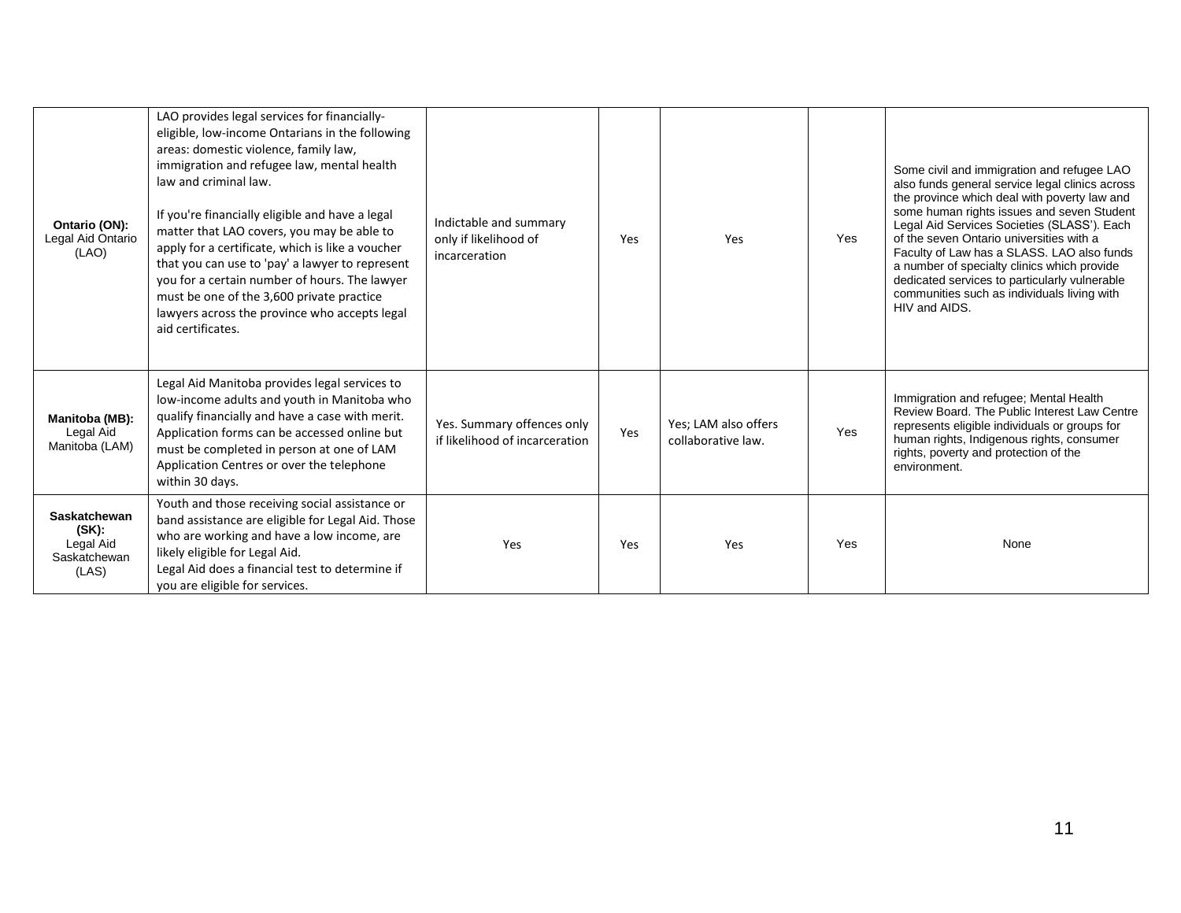| | | | | | | |
|---|---|---|---|---|---|---|
| **Ontario (ON):** Legal Aid Ontario (LAO) | LAO provides legal services for financially-eligible, low-income Ontarians in the following areas: domestic violence, family law, immigration and refugee law, mental health law and criminal law.<br><br>If you're financially eligible and have a legal matter that LAO covers, you may be able to apply for a certificate, which is like a voucher that you can use to 'pay' a lawyer to represent you for a certain number of hours. The lawyer must be one of the 3,600 private practice lawyers across the province who accepts legal aid certificates. | Indictable and summary only if likelihood of incarceration | Yes | Yes | Yes | Some civil and immigration and refugee LAO also funds general service legal clinics across the province which deal with poverty law and some human rights issues and seven Student Legal Aid Services Societies (SLASS'). Each of the seven Ontario universities with a Faculty of Law has a SLASS. LAO also funds a number of specialty clinics which provide dedicated services to particularly vulnerable communities such as individuals living with HIV and AIDS. |
| **Manitoba (MB):** Legal Aid Manitoba (LAM) | Legal Aid Manitoba provides legal services to low-income adults and youth in Manitoba who qualify financially and have a case with merit. Application forms can be accessed online but must be completed in person at one of LAM Application Centres or over the telephone within 30 days. | Yes. Summary offences only if likelihood of incarceration | Yes | Yes; LAM also offers collaborative law. | Yes | Immigration and refugee; Mental Health Review Board. The Public Interest Law Centre represents eligible individuals or groups for human rights, Indigenous rights, consumer rights, poverty and protection of the environment. |
| **Saskatchewan (SK):** Legal Aid Saskatchewan (LAS) | Youth and those receiving social assistance or band assistance are eligible for Legal Aid. Those who are working and have a low income, are likely eligible for Legal Aid.<br>Legal Aid does a financial test to determine if you are eligible for services. | Yes | Yes | Yes | Yes | None |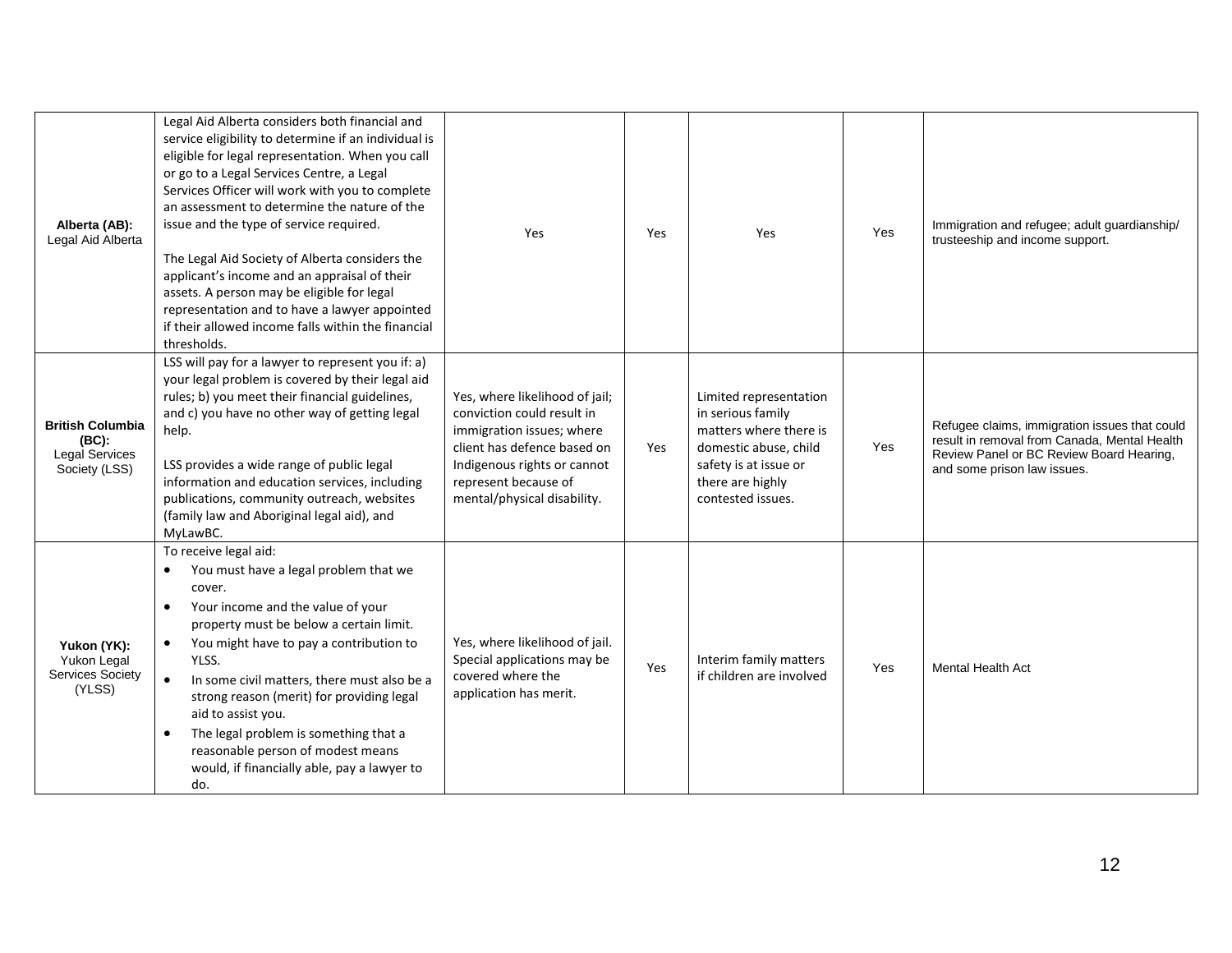| | | | | | | |
|---|---|---|---|---|---|---|
| **Alberta (AB):** Legal Aid Alberta | Legal Aid Alberta considers both financial and service eligibility to determine if an individual is eligible for legal representation. When you call or go to a Legal Services Centre, a Legal Services Officer will work with you to complete an assessment to determine the nature of the issue and the type of service required.<br><br>The Legal Aid Society of Alberta considers the applicant's income and an appraisal of their assets. A person may be eligible for legal representation and to have a lawyer appointed if their allowed income falls within the financial thresholds. | Yes | Yes | Yes | Yes | Immigration and refugee; adult guardianship/ trusteeship and income support. |
| **British Columbia (BC):** Legal Services Society (LSS) | LSS will pay for a lawyer to represent you if: a) your legal problem is covered by their legal aid rules; b) you meet their financial guidelines, and c) you have no other way of getting legal help.<br><br>LSS provides a wide range of public legal information and education services, including publications, community outreach, websites (family law and Aboriginal legal aid), and MyLawBC. | Yes, where likelihood of jail; conviction could result in immigration issues; where client has defence based on Indigenous rights or cannot represent because of mental/physical disability. | Yes | Limited representation in serious family matters where there is domestic abuse, child safety is at issue or there are highly contested issues. | Yes | Refugee claims, immigration issues that could result in removal from Canada, Mental Health Review Panel or BC Review Board Hearing, and some prison law issues. |
| **Yukon (YK):** Yukon Legal Services Society (YLSS) | To receive legal aid:<br>• You must have a legal problem that we cover.<br>• Your income and the value of your property must be below a certain limit.<br>• You might have to pay a contribution to YLSS.<br>• In some civil matters, there must also be a strong reason (merit) for providing legal aid to assist you.<br>• The legal problem is something that a reasonable person of modest means would, if financially able, pay a lawyer to do. | Yes, where likelihood of jail. Special applications may be covered where the application has merit. | Yes | Interim family matters if children are involved | Yes | Mental Health Act |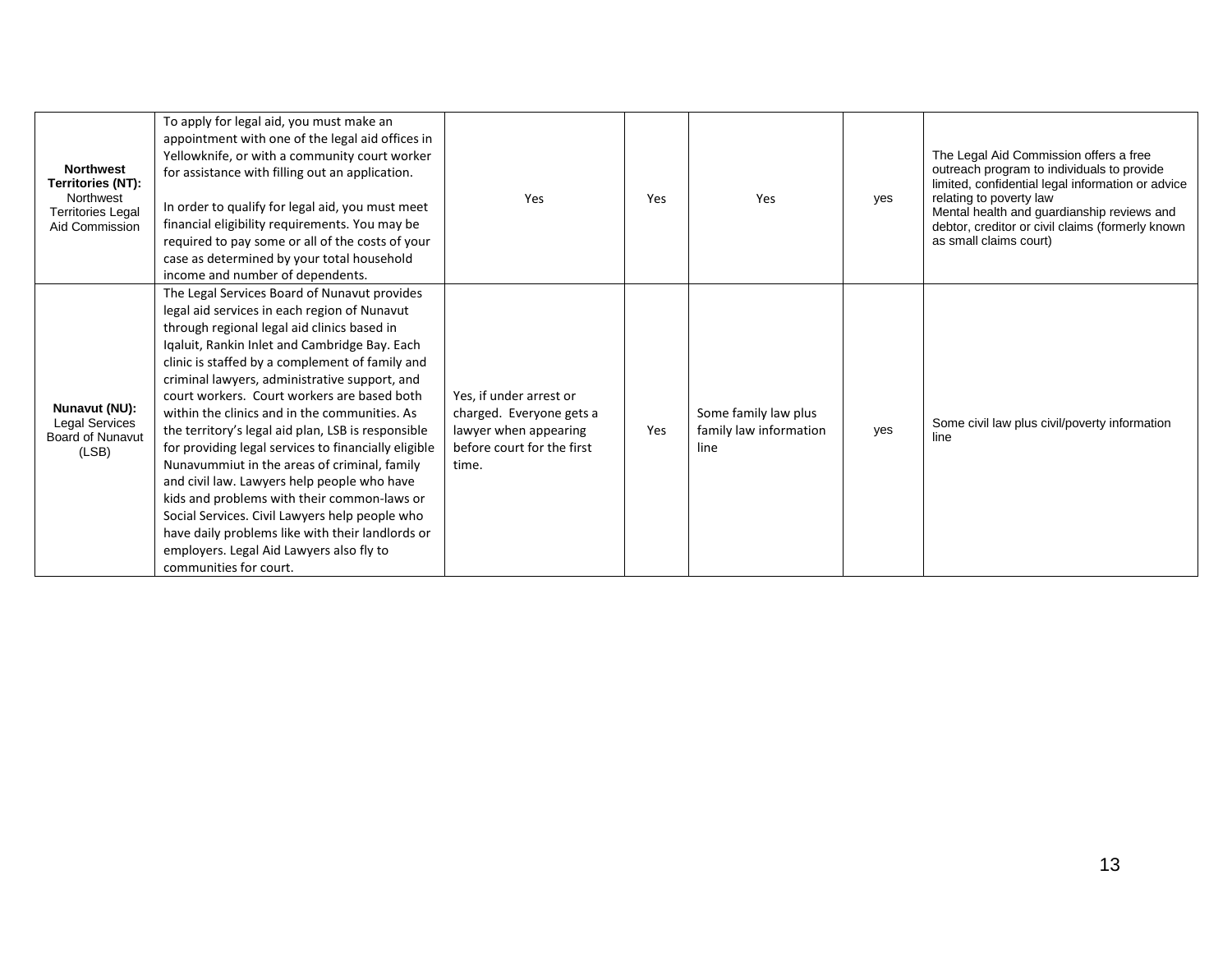| | | | | | | |
|---|---|---|---|---|---|---|
| **Northwest Territories (NT):** Northwest Territories Legal Aid Commission | To apply for legal aid, you must make an appointment with one of the legal aid offices in Yellowknife, or with a community court worker for assistance with filling out an application.<br><br>In order to qualify for legal aid, you must meet financial eligibility requirements. You may be required to pay some or all of the costs of your case as determined by your total household income and number of dependents. | Yes | Yes | Yes | yes | The Legal Aid Commission offers a free outreach program to individuals to provide limited, confidential legal information or advice relating to poverty law<br>Mental health and guardianship reviews and debtor, creditor or civil claims (formerly known as small claims court) |
| **Nunavut (NU):** Legal Services Board of Nunavut (LSB) | The Legal Services Board of Nunavut provides legal aid services in each region of Nunavut through regional legal aid clinics based in Iqaluit, Rankin Inlet and Cambridge Bay. Each clinic is staffed by a complement of family and criminal lawyers, administrative support, and court workers. Court workers are based both within the clinics and in the communities. As the territory's legal aid plan, LSB is responsible for providing legal services to financially eligible Nunavummiut in the areas of criminal, family and civil law. Lawyers help people who have kids and problems with their common-laws or Social Services. Civil Lawyers help people who have daily problems like with their landlords or employers. Legal Aid Lawyers also fly to communities for court. | Yes, if under arrest or charged. Everyone gets a lawyer when appearing before court for the first time. | Yes | Some family law plus family law information line | yes | Some civil law plus civil/poverty information line |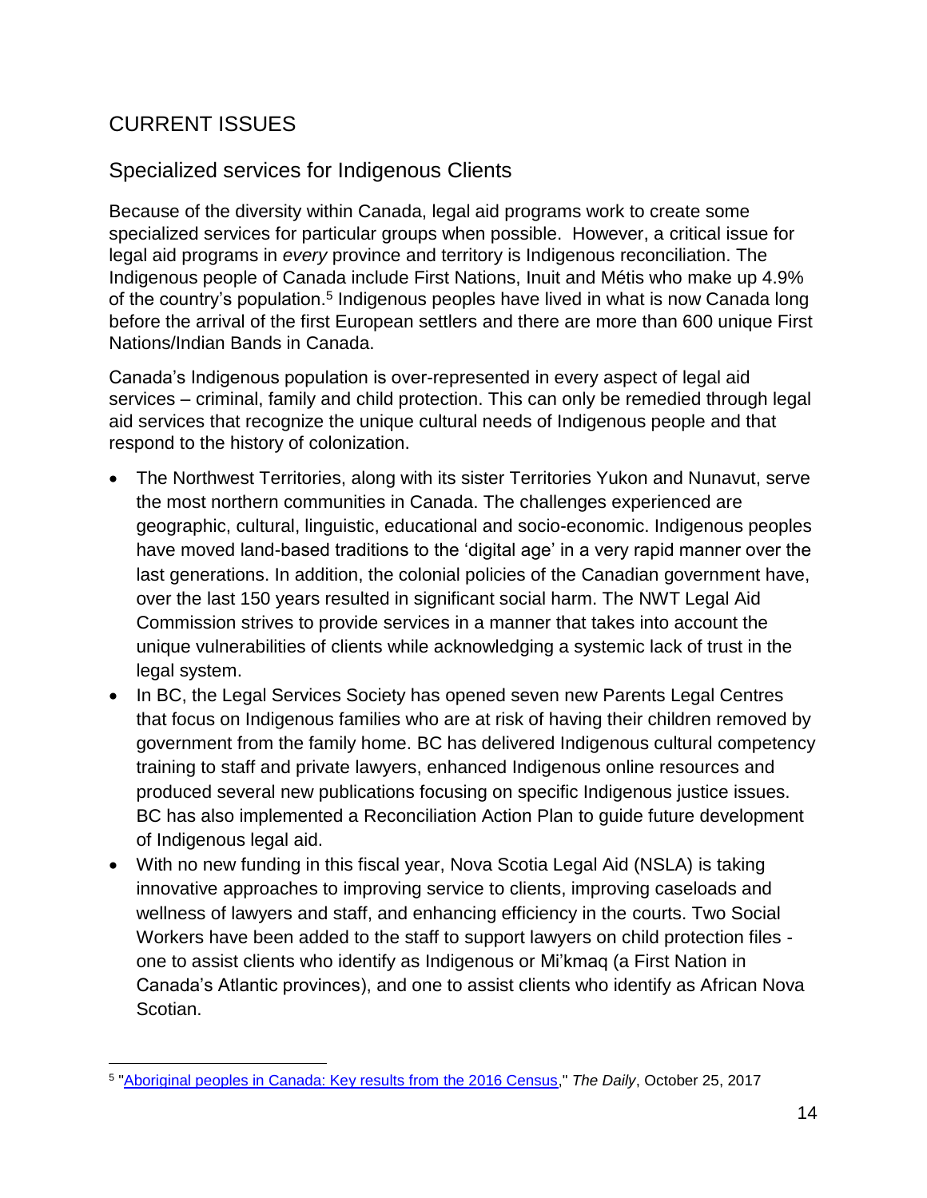## CURRENT ISSUES

### Specialized services for Indigenous Clients

Because of the diversity within Canada, legal aid programs work to create some specialized services for particular groups when possible. However, a critical issue for legal aid programs in *every* province and territory is Indigenous reconciliation. The Indigenous people of Canada include First Nations, Inuit and Métis who make up 4.9% of the country's population.[5] Indigenous peoples have lived in what is now Canada long before the arrival of the first European settlers and there are more than 600 unique First Nations/Indian Bands in Canada.

Canada's Indigenous population is over-represented in every aspect of legal aid services – criminal, family and child protection. This can only be remedied through legal aid services that recognize the unique cultural needs of Indigenous people and that respond to the history of colonization.

- The Northwest Territories, along with its sister Territories Yukon and Nunavut, serve the most northern communities in Canada. The challenges experienced are geographic, cultural, linguistic, educational and socio-economic. Indigenous peoples have moved land-based traditions to the 'digital age' in a very rapid manner over the last generations. In addition, the colonial policies of the Canadian government have, over the last 150 years resulted in significant social harm. The NWT Legal Aid Commission strives to provide services in a manner that takes into account the unique vulnerabilities of clients while acknowledging a systemic lack of trust in the legal system.
- In BC, the Legal Services Society has opened seven new Parents Legal Centres that focus on Indigenous families who are at risk of having their children removed by government from the family home. BC has delivered Indigenous cultural competency training to staff and private lawyers, enhanced Indigenous online resources and produced several new publications focusing on specific Indigenous justice issues. BC has also implemented a Reconciliation Action Plan to guide future development of Indigenous legal aid.
- With no new funding in this fiscal year, Nova Scotia Legal Aid (NSLA) is taking innovative approaches to improving service to clients, improving caseloads and wellness of lawyers and staff, and enhancing efficiency in the courts. Two Social Workers have been added to the staff to support lawyers on child protection files - one to assist clients who identify as Indigenous or Mi'kmaq (a First Nation in Canada's Atlantic provinces), and one to assist clients who identify as African Nova Scotian.

---

[5] "Aboriginal peoples in Canada: Key results from the 2016 Census," *The Daily*, October 25, 2017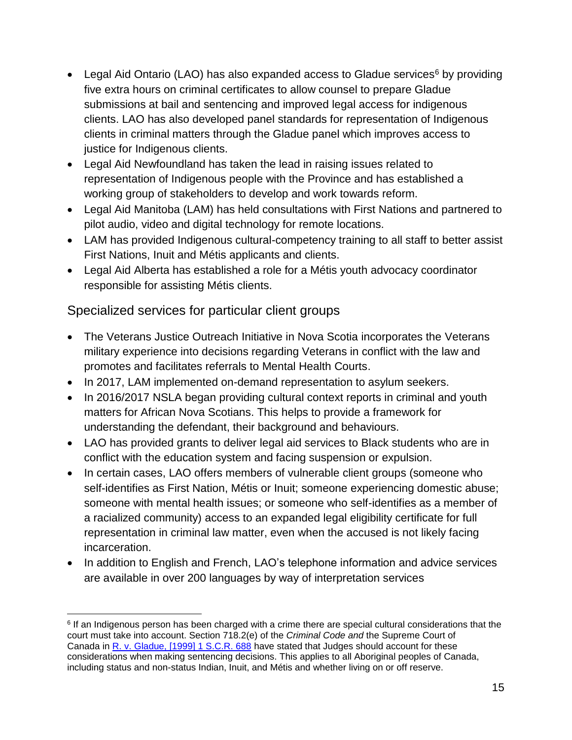- Legal Aid Ontario (LAO) has also expanded access to Gladue services[6] by providing five extra hours on criminal certificates to allow counsel to prepare Gladue submissions at bail and sentencing and improved legal access for indigenous clients. LAO has also developed panel standards for representation of Indigenous clients in criminal matters through the Gladue panel which improves access to justice for Indigenous clients.
- Legal Aid Newfoundland has taken the lead in raising issues related to representation of Indigenous people with the Province and has established a working group of stakeholders to develop and work towards reform.
- Legal Aid Manitoba (LAM) has held consultations with First Nations and partnered to pilot audio, video and digital technology for remote locations.
- LAM has provided Indigenous cultural-competency training to all staff to better assist First Nations, Inuit and Métis applicants and clients.
- Legal Aid Alberta has established a role for a Métis youth advocacy coordinator responsible for assisting Métis clients.

## Specialized services for particular client groups

- The Veterans Justice Outreach Initiative in Nova Scotia incorporates the Veterans military experience into decisions regarding Veterans in conflict with the law and promotes and facilitates referrals to Mental Health Courts.
- In 2017, LAM implemented on-demand representation to asylum seekers.
- In 2016/2017 NSLA began providing cultural context reports in criminal and youth matters for African Nova Scotians. This helps to provide a framework for understanding the defendant, their background and behaviours.
- LAO has provided grants to deliver legal aid services to Black students who are in conflict with the education system and facing suspension or expulsion.
- In certain cases, LAO offers members of vulnerable client groups (someone who self-identifies as First Nation, Métis or Inuit; someone experiencing domestic abuse; someone with mental health issues; or someone who self-identifies as a member of a racialized community) access to an expanded legal eligibility certificate for full representation in criminal law matter, even when the accused is not likely facing incarceration.
- In addition to English and French, LAO's telephone information and advice services are available in over 200 languages by way of interpretation services

---

[6] If an Indigenous person has been charged with a crime there are special cultural considerations that the court must take into account. Section 718.2(e) of the *Criminal Code and* the Supreme Court of Canada in [R. v. Gladue, [1999] 1 S.C.R. 688] have stated that Judges should account for these considerations when making sentencing decisions. This applies to all Aboriginal peoples of Canada, including status and non-status Indian, Inuit, and Métis and whether living on or off reserve.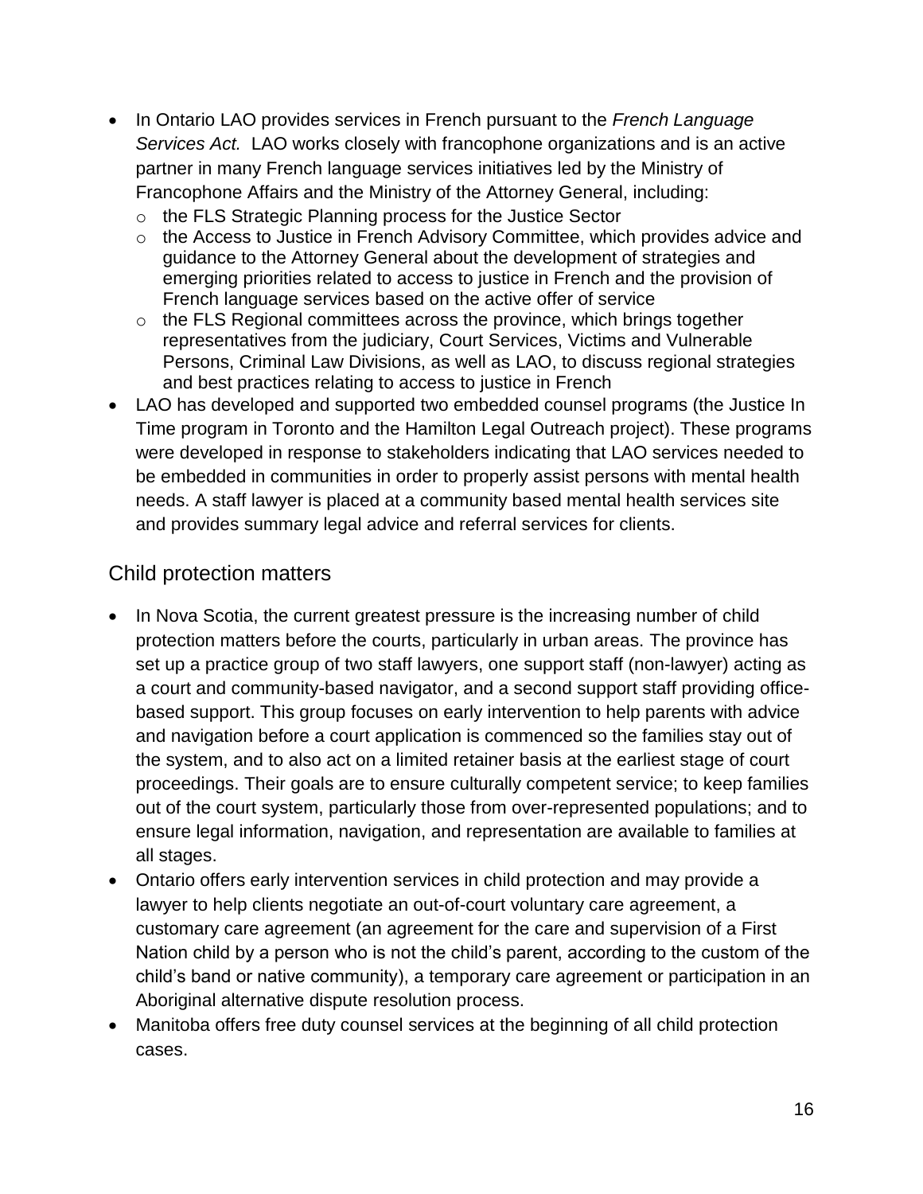- In Ontario LAO provides services in French pursuant to the *French Language Services Act.* LAO works closely with francophone organizations and is an active partner in many French language services initiatives led by the Ministry of Francophone Affairs and the Ministry of the Attorney General, including:
  - the FLS Strategic Planning process for the Justice Sector
  - the Access to Justice in French Advisory Committee, which provides advice and guidance to the Attorney General about the development of strategies and emerging priorities related to access to justice in French and the provision of French language services based on the active offer of service
  - the FLS Regional committees across the province, which brings together representatives from the judiciary, Court Services, Victims and Vulnerable Persons, Criminal Law Divisions, as well as LAO, to discuss regional strategies and best practices relating to access to justice in French
- LAO has developed and supported two embedded counsel programs (the Justice In Time program in Toronto and the Hamilton Legal Outreach project). These programs were developed in response to stakeholders indicating that LAO services needed to be embedded in communities in order to properly assist persons with mental health needs. A staff lawyer is placed at a community based mental health services site and provides summary legal advice and referral services for clients.

## Child protection matters

- In Nova Scotia, the current greatest pressure is the increasing number of child protection matters before the courts, particularly in urban areas. The province has set up a practice group of two staff lawyers, one support staff (non-lawyer) acting as a court and community-based navigator, and a second support staff providing office-based support. This group focuses on early intervention to help parents with advice and navigation before a court application is commenced so the families stay out of the system, and to also act on a limited retainer basis at the earliest stage of court proceedings. Their goals are to ensure culturally competent service; to keep families out of the court system, particularly those from over-represented populations; and to ensure legal information, navigation, and representation are available to families at all stages.
- Ontario offers early intervention services in child protection and may provide a lawyer to help clients negotiate an out-of-court voluntary care agreement, a customary care agreement (an agreement for the care and supervision of a First Nation child by a person who is not the child's parent, according to the custom of the child's band or native community), a temporary care agreement or participation in an Aboriginal alternative dispute resolution process.
- Manitoba offers free duty counsel services at the beginning of all child protection cases.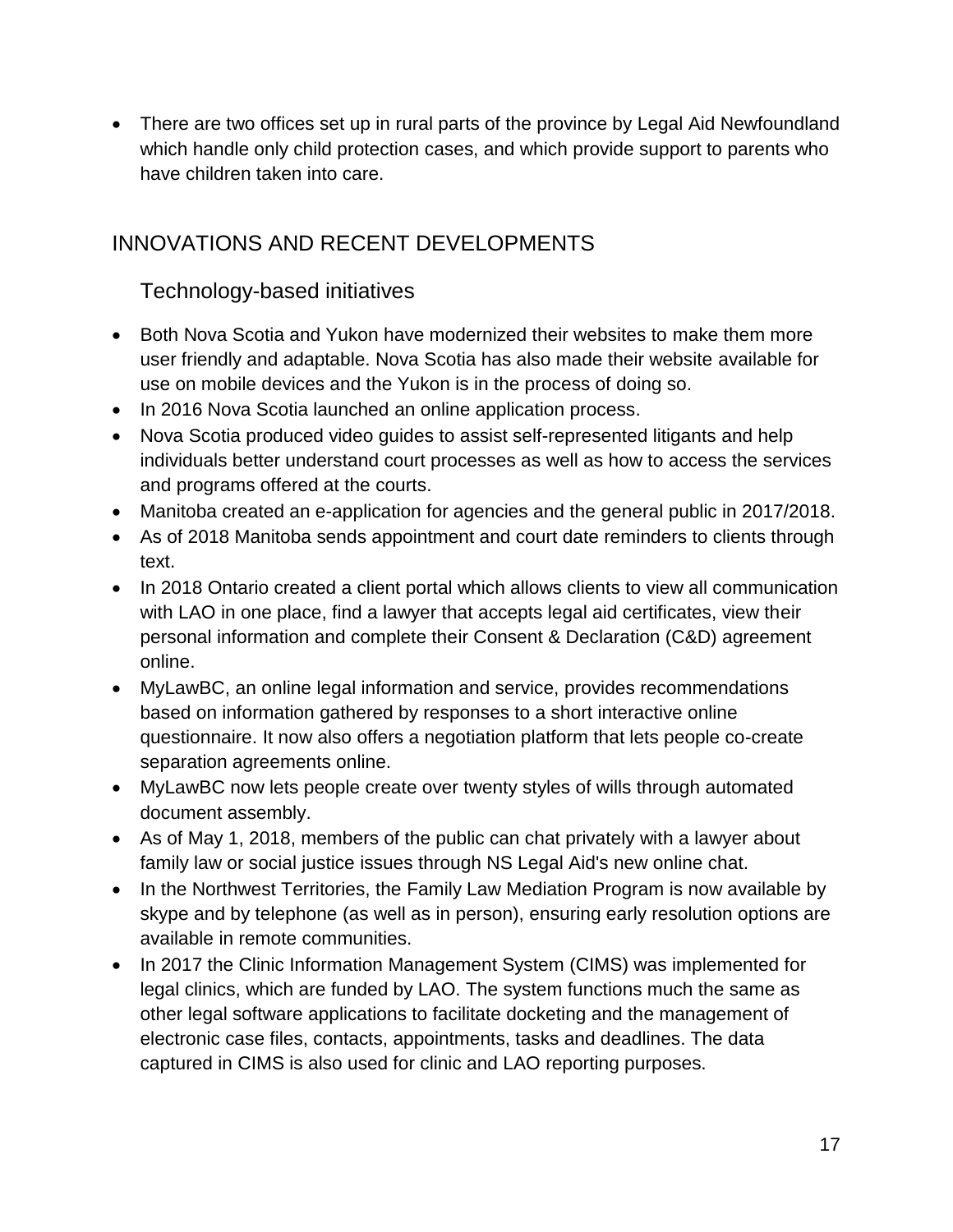- There are two offices set up in rural parts of the province by Legal Aid Newfoundland which handle only child protection cases, and which provide support to parents who have children taken into care.

## INNOVATIONS AND RECENT DEVELOPMENTS

### Technology-based initiatives

- Both Nova Scotia and Yukon have modernized their websites to make them more user friendly and adaptable. Nova Scotia has also made their website available for use on mobile devices and the Yukon is in the process of doing so.
- In 2016 Nova Scotia launched an online application process.
- Nova Scotia produced video guides to assist self-represented litigants and help individuals better understand court processes as well as how to access the services and programs offered at the courts.
- Manitoba created an e-application for agencies and the general public in 2017/2018.
- As of 2018 Manitoba sends appointment and court date reminders to clients through text.
- In 2018 Ontario created a client portal which allows clients to view all communication with LAO in one place, find a lawyer that accepts legal aid certificates, view their personal information and complete their Consent & Declaration (C&D) agreement online.
- MyLawBC, an online legal information and service, provides recommendations based on information gathered by responses to a short interactive online questionnaire. It now also offers a negotiation platform that lets people co-create separation agreements online.
- MyLawBC now lets people create over twenty styles of wills through automated document assembly.
- As of May 1, 2018, members of the public can chat privately with a lawyer about family law or social justice issues through NS Legal Aid's new online chat.
- In the Northwest Territories, the Family Law Mediation Program is now available by skype and by telephone (as well as in person), ensuring early resolution options are available in remote communities.
- In 2017 the Clinic Information Management System (CIMS) was implemented for legal clinics, which are funded by LAO. The system functions much the same as other legal software applications to facilitate docketing and the management of electronic case files, contacts, appointments, tasks and deadlines. The data captured in CIMS is also used for clinic and LAO reporting purposes.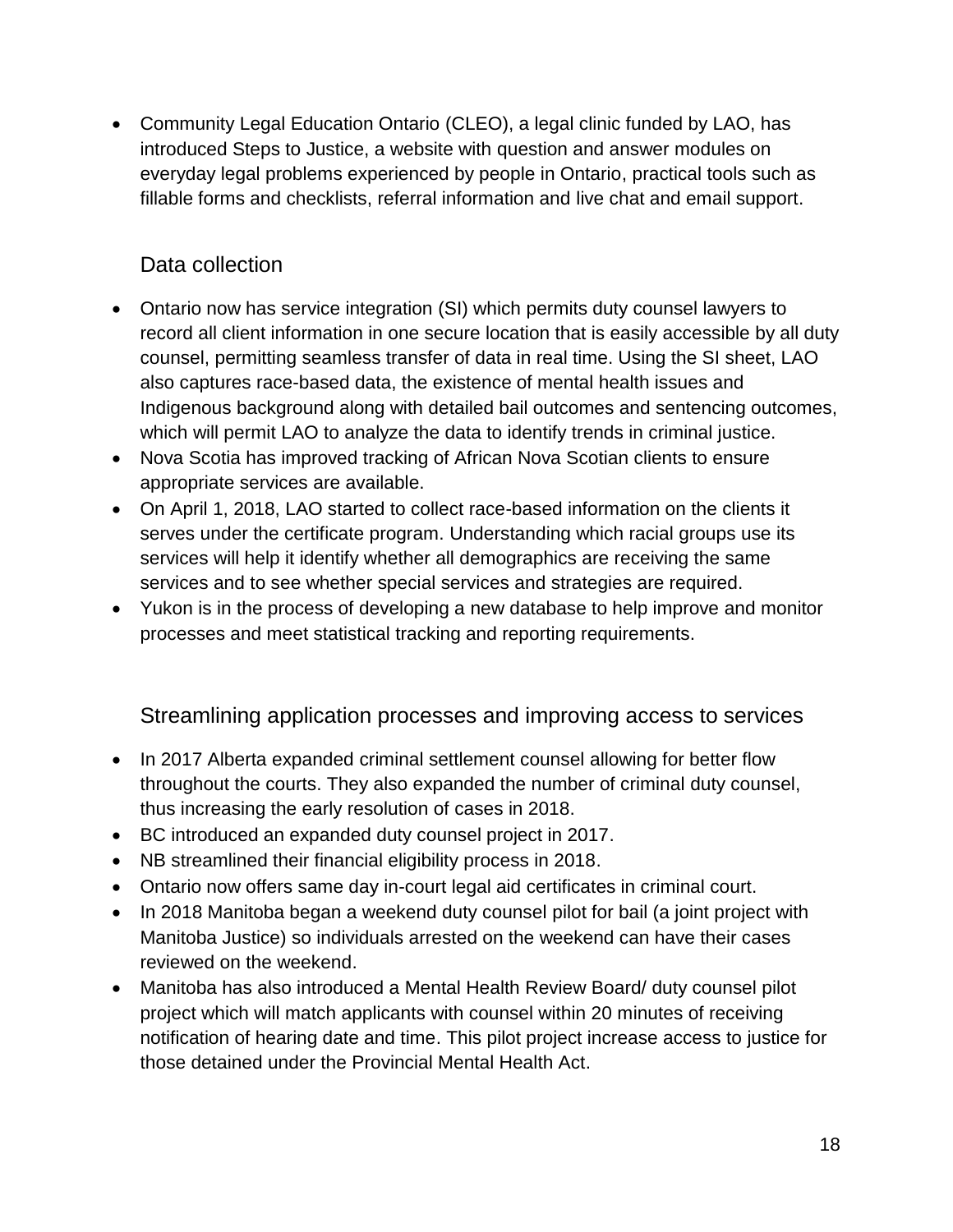- Community Legal Education Ontario (CLEO), a legal clinic funded by LAO, has introduced Steps to Justice, a website with question and answer modules on everyday legal problems experienced by people in Ontario, practical tools such as fillable forms and checklists, referral information and live chat and email support.

## Data collection

- Ontario now has service integration (SI) which permits duty counsel lawyers to record all client information in one secure location that is easily accessible by all duty counsel, permitting seamless transfer of data in real time. Using the SI sheet, LAO also captures race-based data, the existence of mental health issues and Indigenous background along with detailed bail outcomes and sentencing outcomes, which will permit LAO to analyze the data to identify trends in criminal justice.
- Nova Scotia has improved tracking of African Nova Scotian clients to ensure appropriate services are available.
- On April 1, 2018, LAO started to collect race-based information on the clients it serves under the certificate program. Understanding which racial groups use its services will help it identify whether all demographics are receiving the same services and to see whether special services and strategies are required.
- Yukon is in the process of developing a new database to help improve and monitor processes and meet statistical tracking and reporting requirements.

## Streamlining application processes and improving access to services

- In 2017 Alberta expanded criminal settlement counsel allowing for better flow throughout the courts. They also expanded the number of criminal duty counsel, thus increasing the early resolution of cases in 2018.
- BC introduced an expanded duty counsel project in 2017.
- NB streamlined their financial eligibility process in 2018.
- Ontario now offers same day in-court legal aid certificates in criminal court.
- In 2018 Manitoba began a weekend duty counsel pilot for bail (a joint project with Manitoba Justice) so individuals arrested on the weekend can have their cases reviewed on the weekend.
- Manitoba has also introduced a Mental Health Review Board/ duty counsel pilot project which will match applicants with counsel within 20 minutes of receiving notification of hearing date and time. This pilot project increase access to justice for those detained under the Provincial Mental Health Act.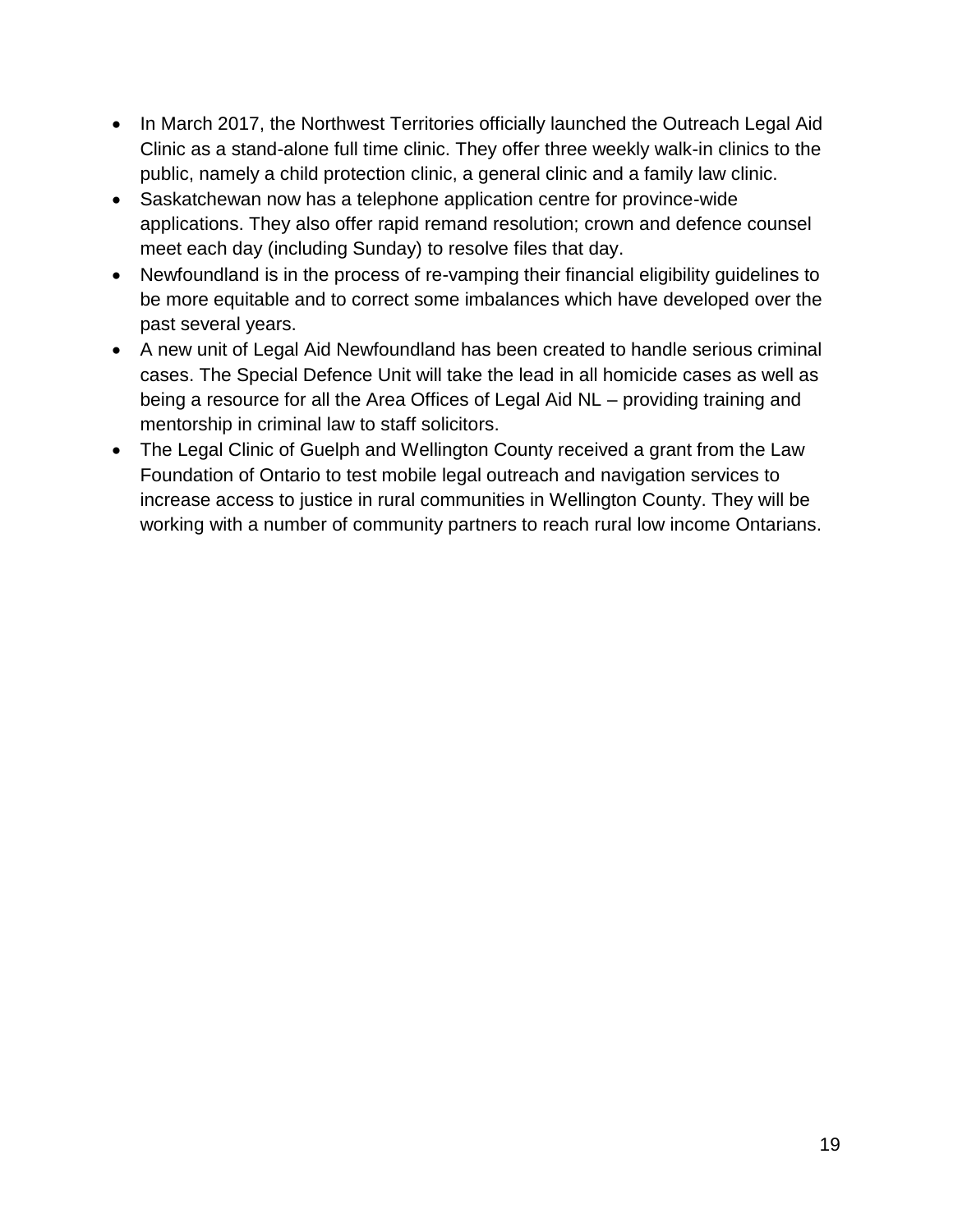- In March 2017, the Northwest Territories officially launched the Outreach Legal Aid Clinic as a stand-alone full time clinic. They offer three weekly walk-in clinics to the public, namely a child protection clinic, a general clinic and a family law clinic.
- Saskatchewan now has a telephone application centre for province-wide applications. They also offer rapid remand resolution; crown and defence counsel meet each day (including Sunday) to resolve files that day.
- Newfoundland is in the process of re-vamping their financial eligibility guidelines to be more equitable and to correct some imbalances which have developed over the past several years.
- A new unit of Legal Aid Newfoundland has been created to handle serious criminal cases. The Special Defence Unit will take the lead in all homicide cases as well as being a resource for all the Area Offices of Legal Aid NL – providing training and mentorship in criminal law to staff solicitors.
- The Legal Clinic of Guelph and Wellington County received a grant from the Law Foundation of Ontario to test mobile legal outreach and navigation services to increase access to justice in rural communities in Wellington County. They will be working with a number of community partners to reach rural low income Ontarians.